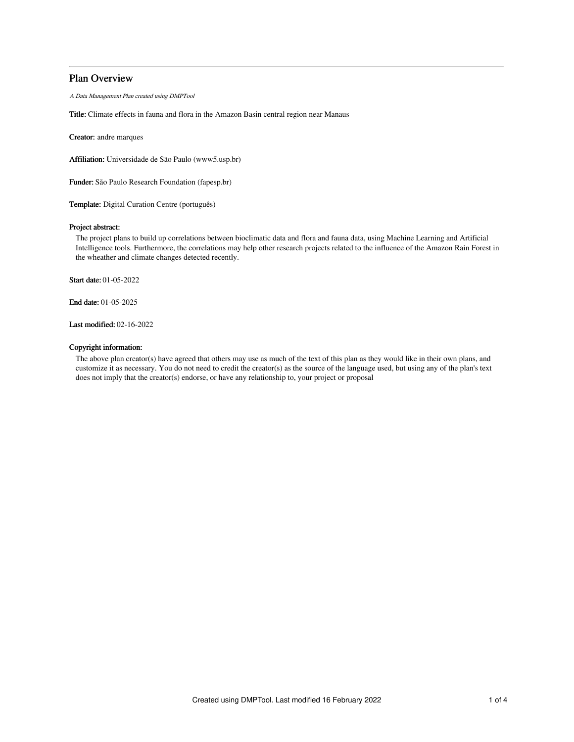# Plan Overview

*A Data Management Plan created using DMPTool*

**Title:** Climate effects in fauna and flora in the Amazon Basin central region near Manaus

**Creator:** andre marques

**Affiliation:** Universidade de São Paulo (www5.usp.br)

**Funder:** São Paulo Research Foundation (fapesp.br)

**Template:** Digital Curation Centre (português)

**Project abstract:**

The project plans to build up correlations between bioclimatic data and flora and fauna data, using Machine Learning and Artificial Intelligence tools. Furthermore, the correlations may help other research projects related to the influence of the Amazon Rain Forest in the wheather and climate changes detected recently.

**Start date:** 01-05-2022

**End date:** 01-05-2025

**Last modified:** 02-16-2022

**Copyright information:**

The above plan creator(s) have agreed that others may use as much of the text of this plan as they would like in their own plans, and customize it as necessary. You do not need to credit the creator(s) as the source of the language used, but using any of the plan's text does not imply that the creator(s) endorse, or have any relationship to, your project or proposal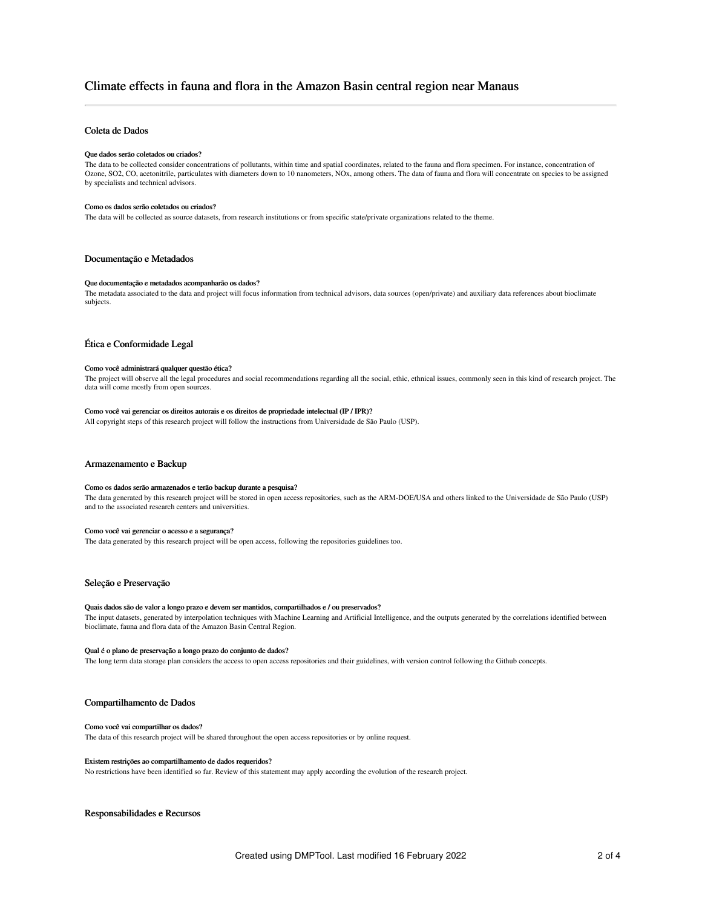# Climate effects in fauna and flora in the Amazon Basin central region near Manaus

## Coleta de Dados

### Que dados serão coletados ou criados?

The data to be collected consider concentrations of pollutants, within time and spatial coordinates, related to the fauna and flora specimen. For instance, concentration of Ozone, $SO_2$, CO, acetonitrile, particulates with diameters down to 10 nanometers, NOx, among others. The data of fauna and flora will concentrate on species to be assigned by specialists and technical advisors.

### Como os dados serão coletados ou criados?

The data will be collected as source datasets, from research institutions or from specific state/private organizations related to the theme.

## Documentação e Metadados

### Que documentação e metadados acompanharão os dados?

The metadata associated to the data and project will focus information from technical advisors, data sources (open/private) and auxiliary data references about bioclimate subjects.

## Ética e Conformidade Legal

### Como você administrará qualquer questão ética?

The project will observe all the legal procedures and social recommendations regarding all the social, ethic, ethnical issues, commonly seen in this kind of research project. The data will come mostly from open sources.

### Como você vai gerenciar os direitos autorais e os direitos de propriedade intelectual (IP / IPR)?

All copyright steps of this research project will follow the instructions from Universidade de São Paulo (USP).

## Armazenamento e Backup

### Como os dados serão armazenados e terão backup durante a pesquisa?

The data generated by this research project will be stored in open access repositories, such as the ARM-DOE/USA and others linked to the Universidade de São Paulo (USP) and to the associated research centers and universities.

### Como você vai gerenciar o acesso e a segurança?

The data generated by this research project will be open access, following the repositories guidelines too.

## Seleção e Preservação

### Quais dados são de valor a longo prazo e devem ser mantidos, compartilhados e / ou preservados?

The input datasets, generated by interpolation techniques with Machine Learning and Artificial Intelligence, and the outputs generated by the correlations identified between bioclimate, fauna and flora data of the Amazon Basin Central Region.

### Qual é o plano de preservação a longo prazo do conjunto de dados?

The long term data storage plan considers the access to open access repositories and their guidelines, with version control following the Github concepts.

## Compartilhamento de Dados

### Como você vai compartilhar os dados?

The data of this research project will be shared throughout the open access repositories or by online request.

### Existem restrições ao compartilhamento de dados requeridos?

No restrictions have been identified so far. Review of this statement may apply according the evolution of the research project.

## Responsabilidades e Recursos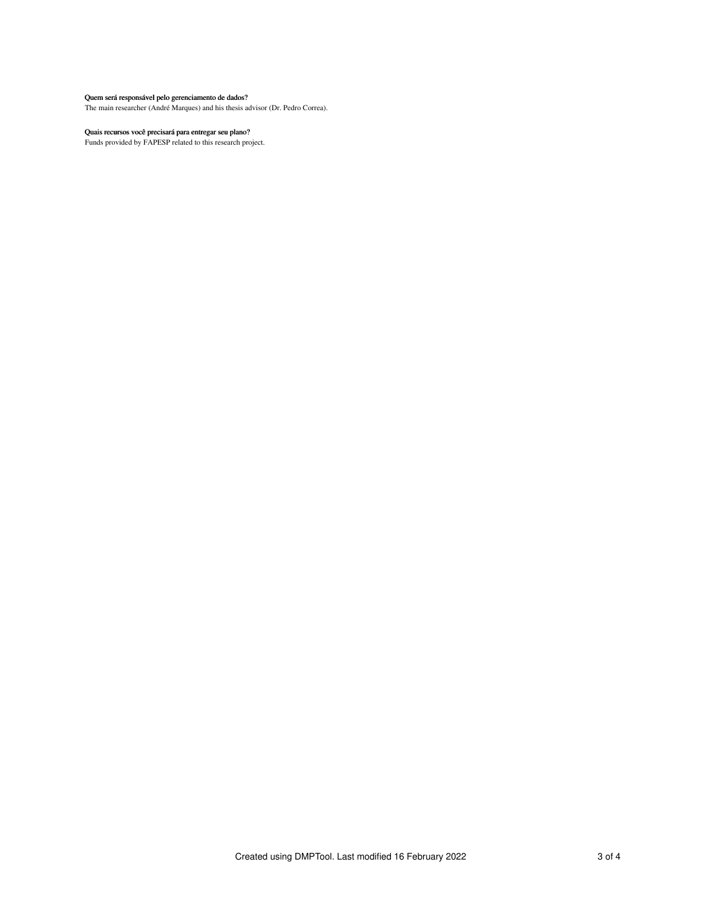**Quem será responsável pelo gerenciamento de dados?**

The main researcher (André Marques) and his thesis advisor (Dr. Pedro Correa).

**Quais recursos você precisará para entregar seu plano?**

Funds provided by FAPESP related to this research project.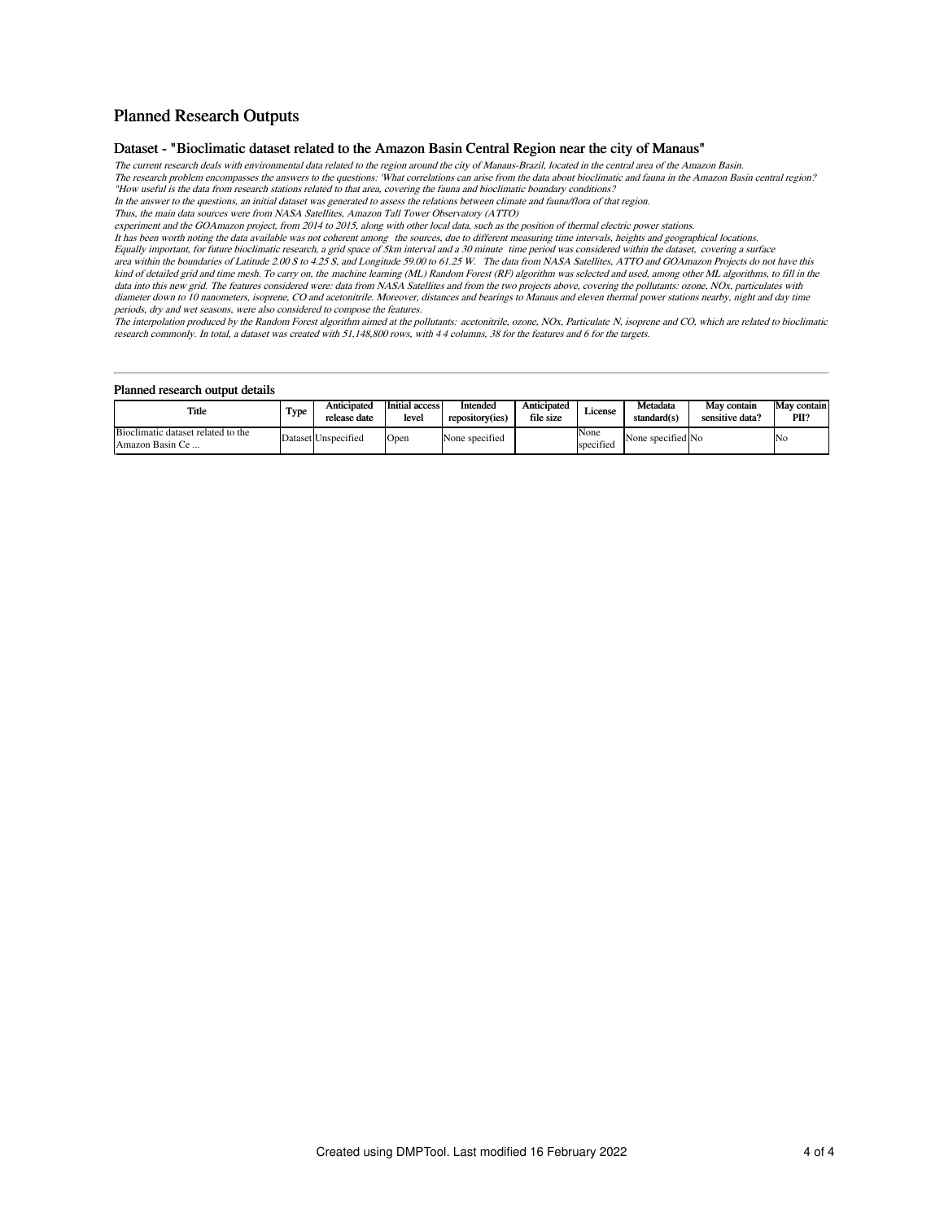## Planned Research Outputs

### Dataset - "Bioclimatic dataset related to the Amazon Basin Central Region near the city of Manaus"

*The current research deals with environmental data related to the region around the city of Manaus-Brazil, located in the central area of the Amazon Basin.*
*The research problem encompasses the answers to the questions: 'What correlations can arise from the data about bioclimatic and fauna in the Amazon Basin central region?*
*"How useful is the data from research stations related to that area, covering the fauna and bioclimatic boundary conditions?*
*In the answer to the questions, an initial dataset was generated to assess the relations between climate and fauna/flora of that region.*
*Thus, the main data sources were from NASA Satellites, Amazon Tall Tower Observatory (ATTO)*
*experiment and the GOAmazon project, from 2014 to 2015, along with other local data, such as the position of thermal electric power stations.*
*It has been worth noting the data available was not coherent among the sources, due to different measuring time intervals, heights and geographical locations.*
*Equally important, for future bioclimatic research, a grid space of 5km interval and a 30 minute time period was considered within the dataset, covering a surface area within the boundaries of Latitude 2.00 S to 4.25 S, and Longitude 59.00 to 61.25 W. The data from NASA Satellites, ATTO and GOAmazon Projects do not have this kind of detailed grid and time mesh. To carry on, the machine learning (ML) Random Forest (RF) algorithm was selected and used, among other ML algorithms, to fill in the data into this new grid. The features considered were: data from NASA Satellites and from the two projects above, covering the pollutants: ozone, NOx, particulates with diameter down to 10 nanometers, isoprene, CO and acetonitrile. Moreover, distances and bearings to Manaus and eleven thermal power stations nearby, night and day time periods, dry and wet seasons, were also considered to compose the features.*
*The interpolation produced by the Random Forest algorithm aimed at the pollutants: acetonitrile, ozone, NOx, Particulate N, isoprene and CO, which are related to bioclimatic research commonly. In total, a dataset was created with 51,148,800 rows, with 4 4 columns, 38 for the features and 6 for the targets.*

#### Planned research output details

| Title | Type | Anticipated release date | Initial access level | Intended repository(ies) | Anticipated file size | License | Metadata standard(s) | May contain sensitive data? | May contain PII? |
|---|---|---|---|---|---|---|---|---|---|
| Bioclimatic dataset related to the Amazon Basin Ce ... | Dataset | Unspecified | Open | None specified | | None specified | None specified | No | No |